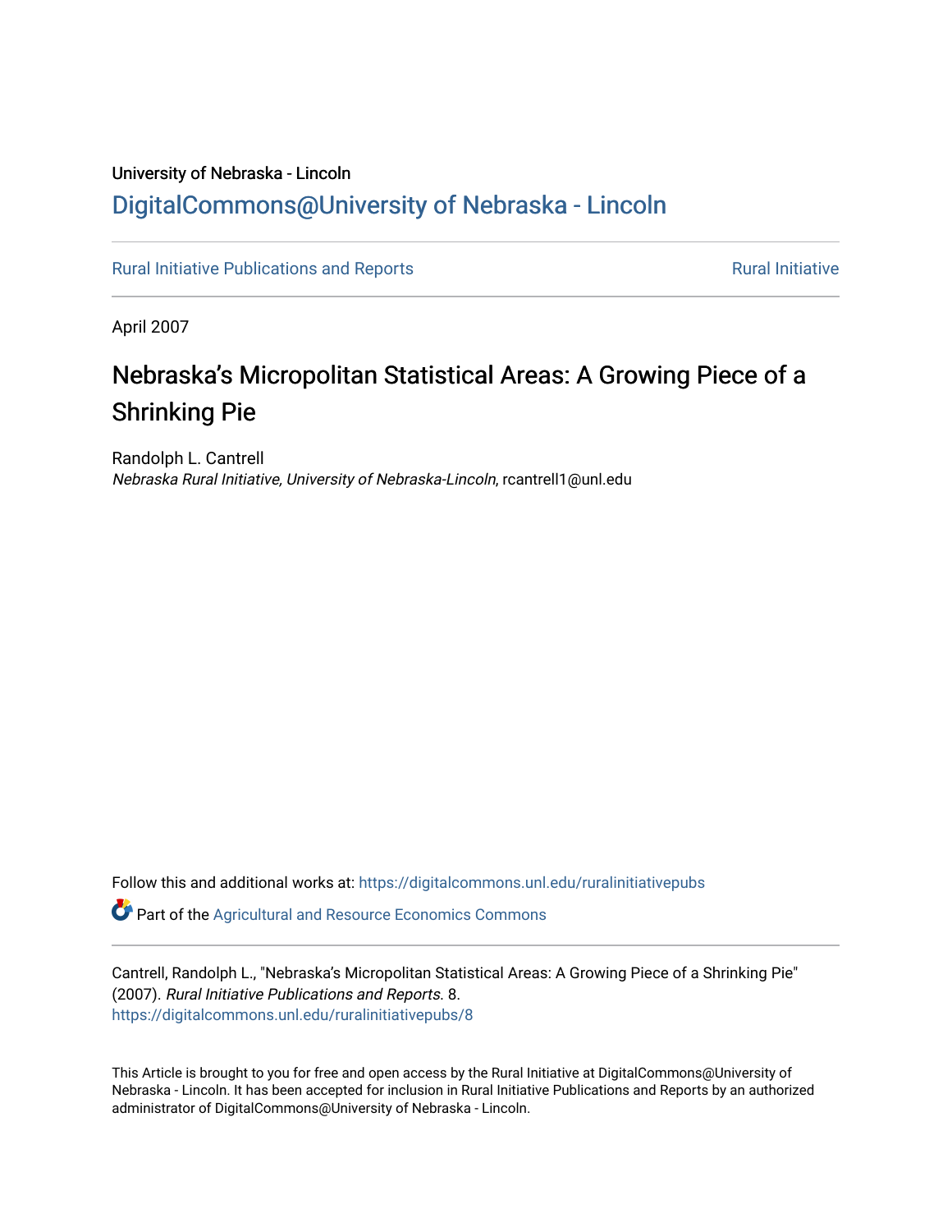University of Nebraska - Lincoln

DigitalCommons@University of Nebraska - Lincoln

Rural Initiative Publications and Reports

Rural Initiative

April 2007

# Nebraska's Micropolitan Statistical Areas: A Growing Piece of a Shrinking Pie

Randolph L. Cantrell
*Nebraska Rural Initiative, University of Nebraska-Lincoln*, rcantrell1@unl.edu

Follow this and additional works at: https://digitalcommons.unl.edu/ruralinitiativepubs

Part of the Agricultural and Resource Economics Commons

Cantrell, Randolph L., "Nebraska's Micropolitan Statistical Areas: A Growing Piece of a Shrinking Pie" (2007). *Rural Initiative Publications and Reports*. 8.
https://digitalcommons.unl.edu/ruralinitiativepubs/8

This Article is brought to you for free and open access by the Rural Initiative at DigitalCommons@University of Nebraska - Lincoln. It has been accepted for inclusion in Rural Initiative Publications and Reports by an authorized administrator of DigitalCommons@University of Nebraska - Lincoln.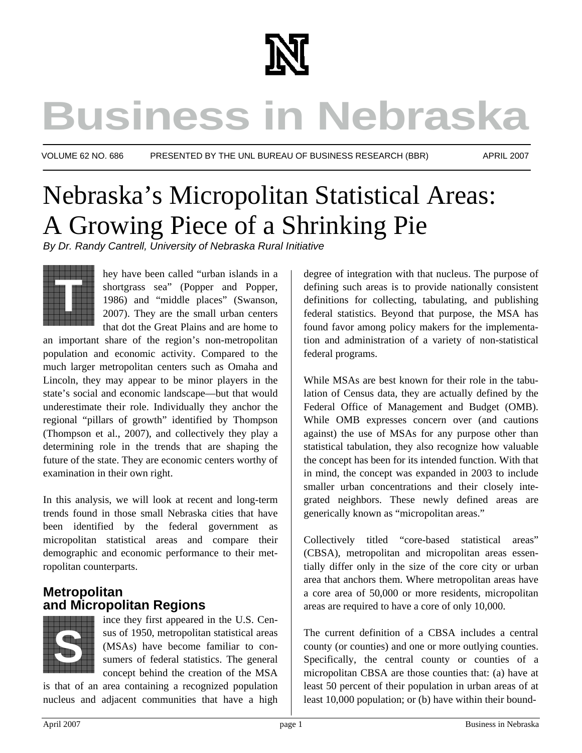# Business in Nebraska

VOLUME 62 NO. 686 PRESENTED BY THE UNL BUREAU OF BUSINESS RESEARCH (BBR) APRIL 2007

# Nebraska's Micropolitan Statistical Areas: A Growing Piece of a Shrinking Pie

*By Dr. Randy Cantrell, University of Nebraska Rural Initiative*

They have been called "urban islands in a shortgrass sea" (Popper and Popper, 1986) and "middle places" (Swanson, 2007). They are the small urban centers that dot the Great Plains and are home to an important share of the region's non-metropolitan population and economic activity. Compared to the much larger metropolitan centers such as Omaha and Lincoln, they may appear to be minor players in the state's social and economic landscape—but that would underestimate their role. Individually they anchor the regional "pillars of growth" identified by Thompson (Thompson et al., 2007), and collectively they play a determining role in the trends that are shaping the future of the state. They are economic centers worthy of examination in their own right.

In this analysis, we will look at recent and long-term trends found in those small Nebraska cities that have been identified by the federal government as micropolitan statistical areas and compare their demographic and economic performance to their metropolitan counterparts.

## Metropolitan and Micropolitan Regions

Since they first appeared in the U.S. Census of 1950, metropolitan statistical areas (MSAs) have become familiar to consumers of federal statistics. The general concept behind the creation of the MSA is that of an area containing a recognized population nucleus and adjacent communities that have a high degree of integration with that nucleus. The purpose of defining such areas is to provide nationally consistent definitions for collecting, tabulating, and publishing federal statistics. Beyond that purpose, the MSA has found favor among policy makers for the implementation and administration of a variety of non-statistical federal programs.

While MSAs are best known for their role in the tabulation of Census data, they are actually defined by the Federal Office of Management and Budget (OMB). While OMB expresses concern over (and cautions against) the use of MSAs for any purpose other than statistical tabulation, they also recognize how valuable the concept has been for its intended function. With that in mind, the concept was expanded in 2003 to include smaller urban concentrations and their closely integrated neighbors. These newly defined areas are generically known as "micropolitan areas."

Collectively titled "core-based statistical areas" (CBSA), metropolitan and micropolitan areas essentially differ only in the size of the core city or urban area that anchors them. Where metropolitan areas have a core area of 50,000 or more residents, micropolitan areas are required to have a core of only 10,000.

The current definition of a CBSA includes a central county (or counties) and one or more outlying counties. Specifically, the central county or counties of a micropolitan CBSA are those counties that: (a) have at least 50 percent of their population in urban areas of at least 10,000 population; or (b) have within their bound-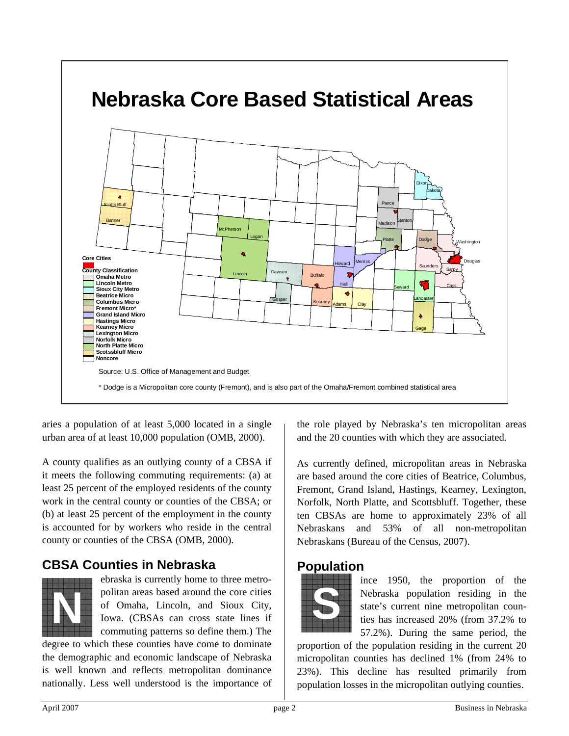# Nebraska Core Based Statistical Areas

Core Cities

County Classification
- Omaha Metro
- Lincoln Metro
- Sioux City Metro
- Beatrice Micro
- Columbus Micro
- Fremont Micro*
- Grand Island Micro
- Hastings Micro
- Kearney Micro
- Lexington Micro
- Norfolk Micro
- North Platte Micro
- Scottsbluff Micro
- Noncore

Source: U.S. Office of Management and Budget

\* Dodge is a Micropolitan core county (Fremont), and is also part of the Omaha/Fremont combined statistical area

aries a population of at least 5,000 located in a single urban area of at least 10,000 population (OMB, 2000).

A county qualifies as an outlying county of a CBSA if it meets the following commuting requirements: (a) at least 25 percent of the employed residents of the county work in the central county or counties of the CBSA; or (b) at least 25 percent of the employment in the county is accounted for by workers who reside in the central county or counties of the CBSA (OMB, 2000).

## CBSA Counties in Nebraska

Nebraska is currently home to three metropolitan areas based around the core cities of Omaha, Lincoln, and Sioux City, Iowa. (CBSAs can cross state lines if commuting patterns so define them.) The degree to which these counties have come to dominate the demographic and economic landscape of Nebraska is well known and reflects metropolitan dominance nationally. Less well understood is the importance of the role played by Nebraska's ten micropolitan areas and the 20 counties with which they are associated.

As currently defined, micropolitan areas in Nebraska are based around the core cities of Beatrice, Columbus, Fremont, Grand Island, Hastings, Kearney, Lexington, Norfolk, North Platte, and Scottsbluff. Together, these ten CBSAs are home to approximately 23% of all Nebraskans and 53% of all non-metropolitan Nebraskans (Bureau of the Census, 2007).

## Population

Since 1950, the proportion of the Nebraska population residing in the state's current nine metropolitan counties has increased 20% (from 37.2% to 57.2%). During the same period, the proportion of the population residing in the current 20 micropolitan counties has declined 1% (from 24% to 23%). This decline has resulted primarily from population losses in the micropolitan outlying counties.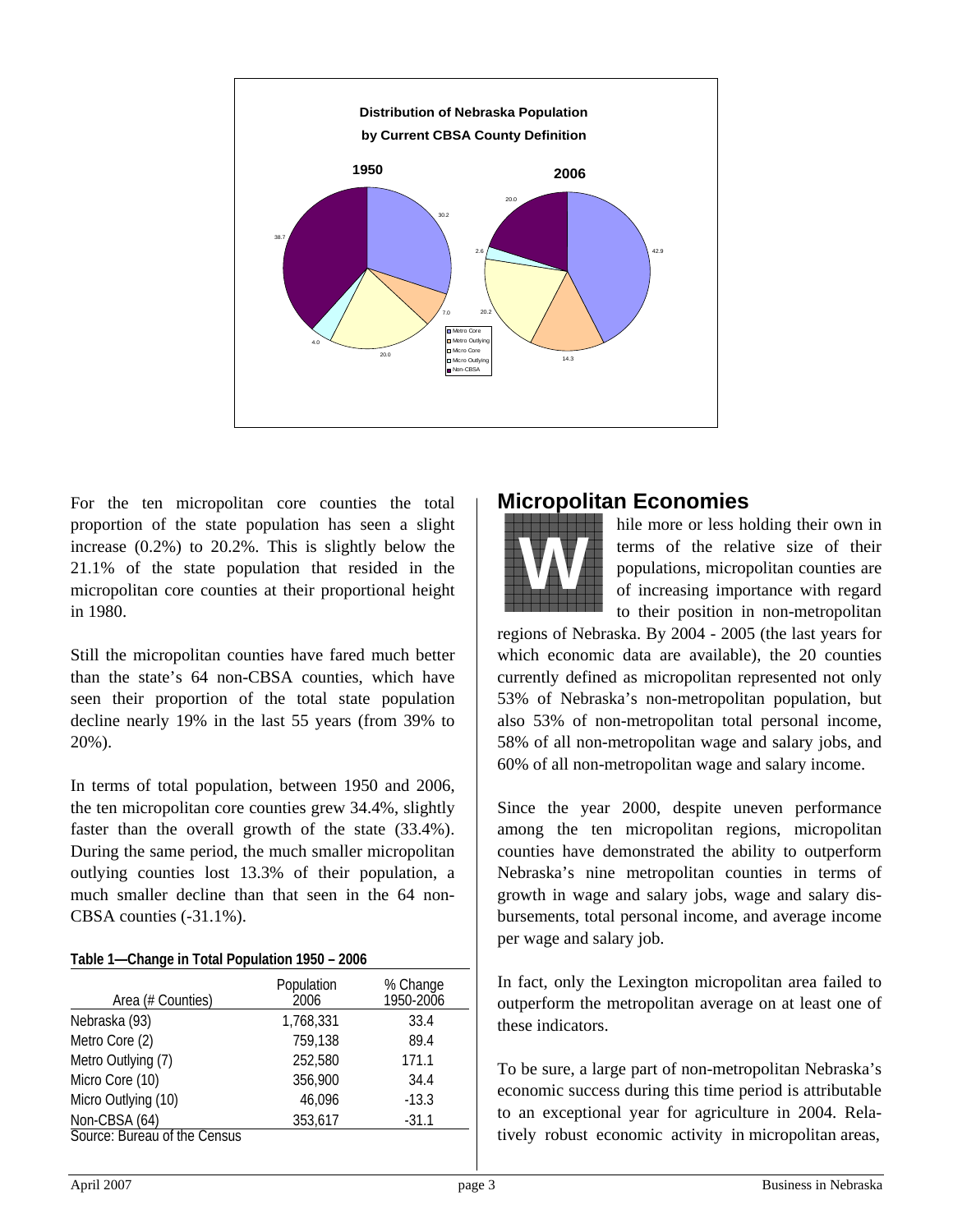**Distribution of Nebraska Population by Current CBSA County Definition**

| Area | 1950 | 2006 |
|---|---|---|
| Metro Core | 30.2 | 42.9 |
| Metro Outlying | 7.0 | 14.3 |
| Micro Core | 20.0 | 20.2 |
| Micro Outlying | 4.0 | 2.6 |
| Non-CBSA | 38.7 | 20.0 |

For the ten micropolitan core counties the total proportion of the state population has seen a slight increase (0.2%) to 20.2%. This is slightly below the 21.1% of the state population that resided in the micropolitan core counties at their proportional height in 1980.

Still the micropolitan counties have fared much better than the state's 64 non-CBSA counties, which have seen their proportion of the total state population decline nearly 19% in the last 55 years (from 39% to 20%).

In terms of total population, between 1950 and 2006, the ten micropolitan core counties grew 34.4%, slightly faster than the overall growth of the state (33.4%). During the same period, the much smaller micropolitan outlying counties lost 13.3% of their population, a much smaller decline than that seen in the 64 non-CBSA counties (-31.1%).

**Table 1—Change in Total Population 1950 – 2006**

| Area (# Counties) | Population 2006 | % Change 1950-2006 |
|---|---|---|
| Nebraska (93) | 1,768,331 | 33.4 |
| Metro Core (2) | 759,138 | 89.4 |
| Metro Outlying (7) | 252,580 | 171.1 |
| Micro Core (10) | 356,900 | 34.4 |
| Micro Outlying (10) | 46,096 | -13.3 |
| Non-CBSA (64) | 353,617 | -31.1 |

Source: Bureau of the Census

## Micropolitan Economies

While more or less holding their own in terms of the relative size of their populations, micropolitan counties are of increasing importance with regard to their position in non-metropolitan regions of Nebraska. By 2004 - 2005 (the last years for which economic data are available), the 20 counties currently defined as micropolitan represented not only 53% of Nebraska's non-metropolitan population, but also 53% of non-metropolitan total personal income, 58% of all non-metropolitan wage and salary jobs, and 60% of all non-metropolitan wage and salary income.

Since the year 2000, despite uneven performance among the ten micropolitan regions, micropolitan counties have demonstrated the ability to outperform Nebraska's nine metropolitan counties in terms of growth in wage and salary jobs, wage and salary disbursements, total personal income, and average income per wage and salary job.

In fact, only the Lexington micropolitan area failed to outperform the metropolitan average on at least one of these indicators.

To be sure, a large part of non-metropolitan Nebraska's economic success during this time period is attributable to an exceptional year for agriculture in 2004. Relatively robust economic activity in micropolitan areas,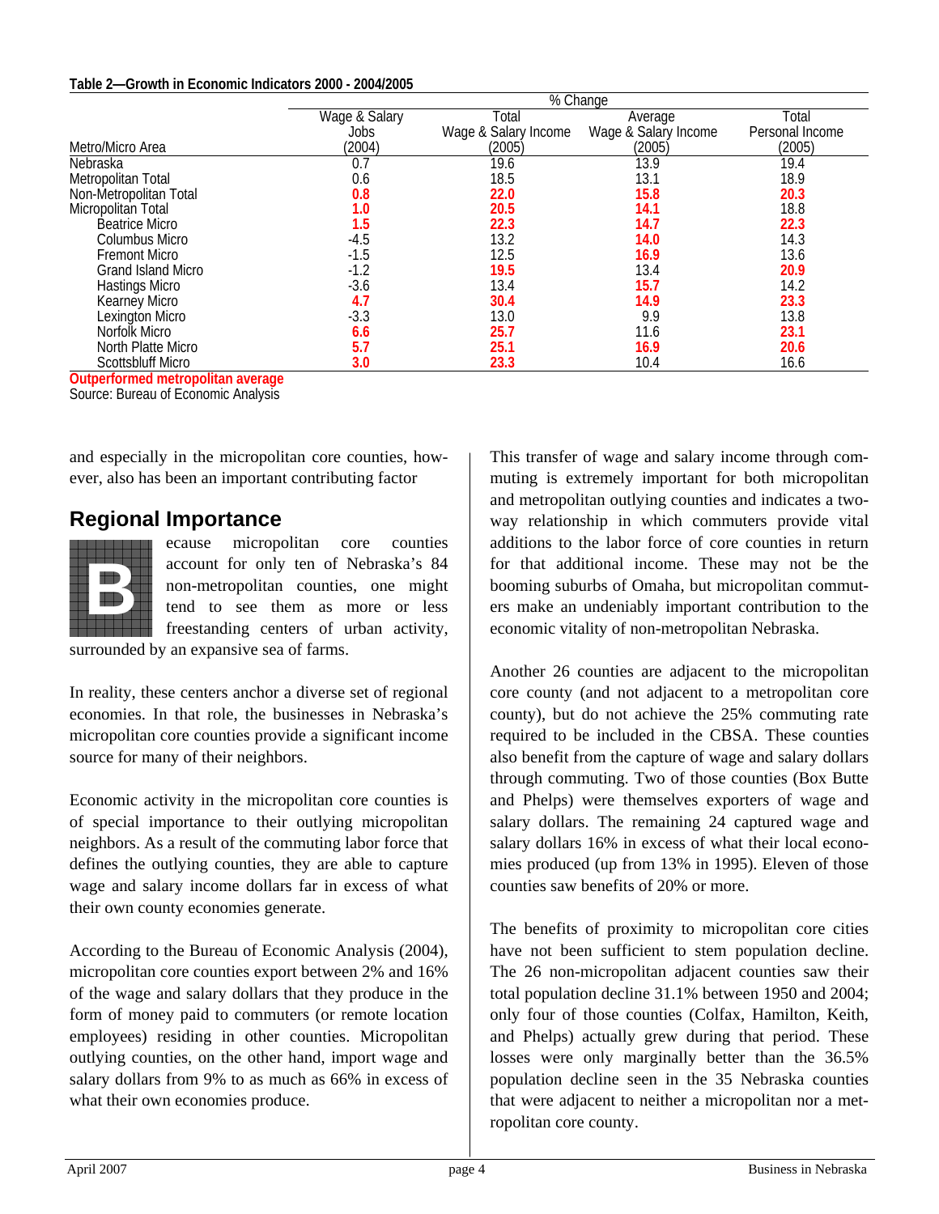**Table 2—Growth in Economic Indicators 2000 - 2004/2005**

| | % Change | | | |
|---|---|---|---|---|
| Metro/Micro Area | Wage & Salary Jobs (2004) | Total Wage & Salary Income (2005) | Average Wage & Salary Income (2005) | Total Personal Income (2005) |
| Nebraska | 0.7 | 19.6 | 13.9 | 19.4 |
| Metropolitan Total | 0.6 | 18.5 | 13.1 | 18.9 |
| Non-Metropolitan Total | **0.8** | **22.0** | **15.8** | **20.3** |
| Micropolitan Total | **1.0** | **20.5** | **14.1** | 18.8 |
| Beatrice Micro | **1.5** | **22.3** | **14.7** | **22.3** |
| Columbus Micro | -4.5 | 13.2 | **14.0** | 14.3 |
| Fremont Micro | -1.5 | 12.5 | **16.9** | 13.6 |
| Grand Island Micro | -1.2 | **19.5** | 13.4 | **20.9** |
| Hastings Micro | -3.6 | 13.4 | **15.7** | 14.2 |
| Kearney Micro | **4.7** | **30.4** | **14.9** | **23.3** |
| Lexington Micro | -3.3 | 13.0 | 9.9 | 13.8 |
| Norfolk Micro | **6.6** | **25.7** | 11.6 | **23.1** |
| North Platte Micro | **5.7** | **25.1** | **16.9** | **20.6** |
| Scottsbluff Micro | **3.0** | **23.3** | 10.4 | 16.6 |

**Outperformed metropolitan average**
Source: Bureau of Economic Analysis

and especially in the micropolitan core counties, however, also has been an important contributing factor

## Regional Importance

Because micropolitan core counties account for only ten of Nebraska's 84 non-metropolitan counties, one might tend to see them as more or less freestanding centers of urban activity, surrounded by an expansive sea of farms.

In reality, these centers anchor a diverse set of regional economies. In that role, the businesses in Nebraska's micropolitan core counties provide a significant income source for many of their neighbors.

Economic activity in the micropolitan core counties is of special importance to their outlying micropolitan neighbors. As a result of the commuting labor force that defines the outlying counties, they are able to capture wage and salary income dollars far in excess of what their own county economies generate.

According to the Bureau of Economic Analysis (2004), micropolitan core counties export between 2% and 16% of the wage and salary dollars that they produce in the form of money paid to commuters (or remote location employees) residing in other counties. Micropolitan outlying counties, on the other hand, import wage and salary dollars from 9% to as much as 66% in excess of what their own economies produce.

This transfer of wage and salary income through commuting is extremely important for both micropolitan and metropolitan outlying counties and indicates a two-way relationship in which commuters provide vital additions to the labor force of core counties in return for that additional income. These may not be the booming suburbs of Omaha, but micropolitan commuters make an undeniably important contribution to the economic vitality of non-metropolitan Nebraska.

Another 26 counties are adjacent to the micropolitan core county (and not adjacent to a metropolitan core county), but do not achieve the 25% commuting rate required to be included in the CBSA. These counties also benefit from the capture of wage and salary dollars through commuting. Two of those counties (Box Butte and Phelps) were themselves exporters of wage and salary dollars. The remaining 24 captured wage and salary dollars 16% in excess of what their local economies produced (up from 13% in 1995). Eleven of those counties saw benefits of 20% or more.

The benefits of proximity to micropolitan core cities have not been sufficient to stem population decline. The 26 non-micropolitan adjacent counties saw their total population decline 31.1% between 1950 and 2004; only four of those counties (Colfax, Hamilton, Keith, and Phelps) actually grew during that period. These losses were only marginally better than the 36.5% population decline seen in the 35 Nebraska counties that were adjacent to neither a micropolitan nor a metropolitan core county.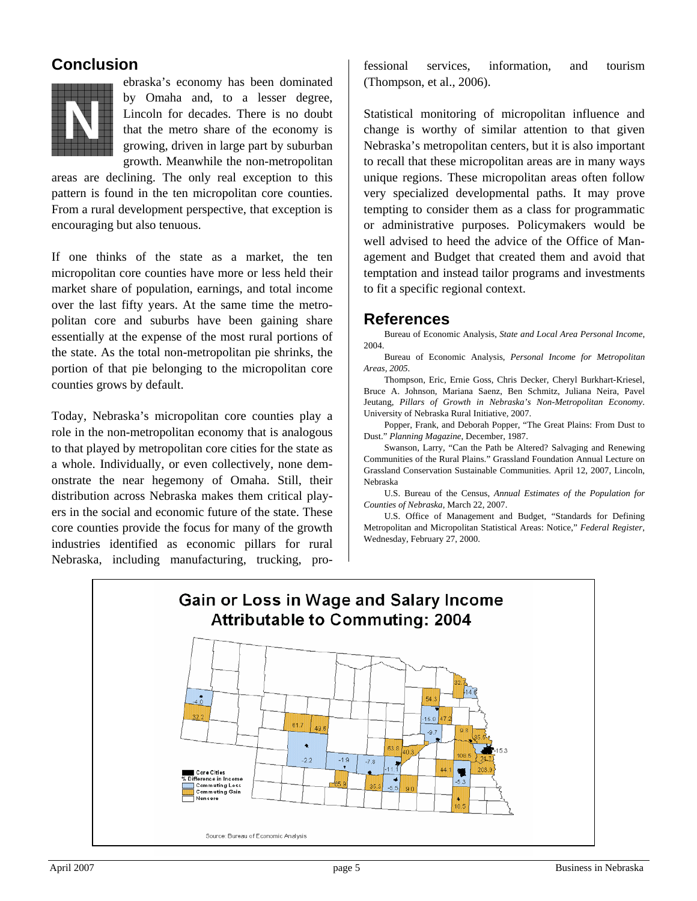## Conclusion

Nebraska's economy has been dominated by Omaha and, to a lesser degree, Lincoln for decades. There is no doubt that the metro share of the economy is growing, driven in large part by suburban growth. Meanwhile the non-metropolitan areas are declining. The only real exception to this pattern is found in the ten micropolitan core counties. From a rural development perspective, that exception is encouraging but also tenuous.

If one thinks of the state as a market, the ten micropolitan core counties have more or less held their market share of population, earnings, and total income over the last fifty years. At the same time the metropolitan core and suburbs have been gaining share essentially at the expense of the most rural portions of the state. As the total non-metropolitan pie shrinks, the portion of that pie belonging to the micropolitan core counties grows by default.

Today, Nebraska's micropolitan core counties play a role in the non-metropolitan economy that is analogous to that played by metropolitan core cities for the state as a whole. Individually, or even collectively, none demonstrate the near hegemony of Omaha. Still, their distribution across Nebraska makes them critical players in the social and economic future of the state. These core counties provide the focus for many of the growth industries identified as economic pillars for rural Nebraska, including manufacturing, trucking, professional services, information, and tourism (Thompson, et al., 2006).

Statistical monitoring of micropolitan influence and change is worthy of similar attention to that given Nebraska's metropolitan centers, but it is also important to recall that these micropolitan areas are in many ways unique regions. These micropolitan areas often follow very specialized developmental paths. It may prove tempting to consider them as a class for programmatic or administrative purposes. Policymakers would be well advised to heed the advice of the Office of Management and Budget that created them and avoid that temptation and instead tailor programs and investments to fit a specific regional context.

## References

Bureau of Economic Analysis, *State and Local Area Personal Income*, 2004.

Bureau of Economic Analysis, *Personal Income for Metropolitan Areas, 2005*.

Thompson, Eric, Ernie Goss, Chris Decker, Cheryl Burkhart-Kriesel, Bruce A. Johnson, Mariana Saenz, Ben Schmitz, Juliana Neira, Pavel Jeutang, *Pillars of Growth in Nebraska's Non-Metropolitan Economy*. University of Nebraska Rural Initiative, 2007.

Popper, Frank, and Deborah Popper, "The Great Plains: From Dust to Dust." *Planning Magazine*, December, 1987.

Swanson, Larry, "Can the Path be Altered? Salvaging and Renewing Communities of the Rural Plains." Grassland Foundation Annual Lecture on Grassland Conservation Sustainable Communities. April 12, 2007, Lincoln, Nebraska

U.S. Bureau of the Census, *Annual Estimates of the Population for Counties of Nebraska*, March 22, 2007.

U.S. Office of Management and Budget, "Standards for Defining Metropolitan and Micropolitan Statistical Areas: Notice," *Federal Register*, Wednesday, February 27, 2000.

### Gain or Loss in Wage and Salary Income Attributable to Commuting: 2004

Core Cities
% Difference in Income
Commuting Loss
Commuting Gain
Noncore

-4.0, 32.2, 61.7, 49.8, -2.2, -1.9, -7.8, 65.9, 35.3, -5.5, 9.0, 63.8, 40.3, -11.1, 54.3, -15.9, 47.2, -9.7, 32, 14.6, 9.8, 35.6, 108.5, 24.7, -15.3, 203.9, 44.1, -5.3, 10.5

Source: Bureau of Economic Analysis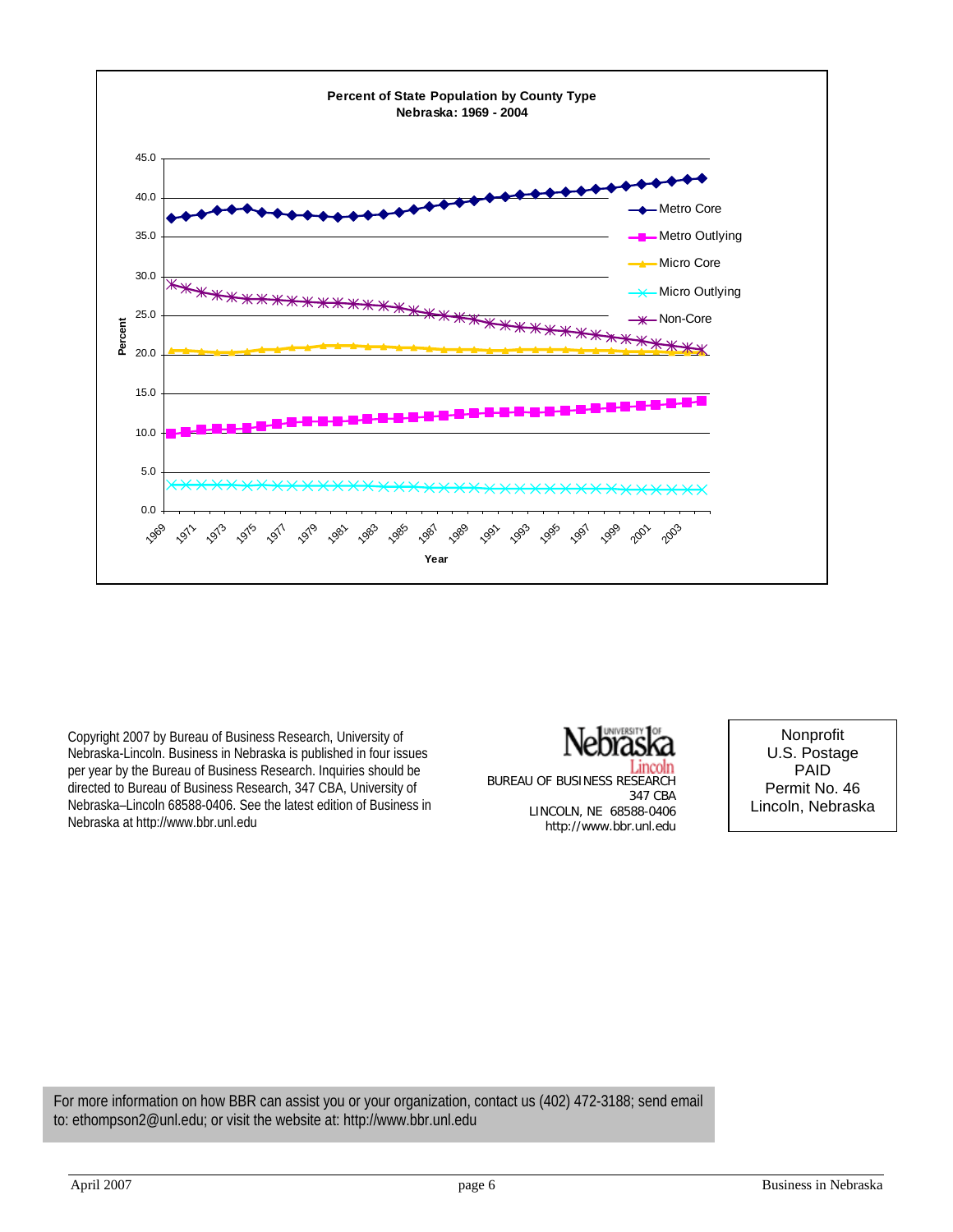**Percent of State Population by County Type**
**Nebraska: 1969 - 2004**

45.0
40.0
35.0
30.0
25.0
20.0
15.0
10.0
5.0
0.0

Percent

1969 1971 1973 1975 1977 1979 1981 1983 1985 1987 1989 1991 1993 1995 1997 1999 2001 2003

Year

Metro Core
Metro Outlying
Micro Core
Micro Outlying
Non-Core

Copyright 2007 by Bureau of Business Research, University of Nebraska-Lincoln. Business in Nebraska is published in four issues per year by the Bureau of Business Research. Inquiries should be directed to Bureau of Business Research, 347 CBA, University of Nebraska–Lincoln 68588-0406. See the latest edition of Business in Nebraska at http://www.bbr.unl.edu

University of Nebraska Lincoln
BUREAU OF BUSINESS RESEARCH
347 CBA
LINCOLN, NE 68588-0406
http://www.bbr.unl.edu

Nonprofit
U.S. Postage
PAID
Permit No. 46
Lincoln, Nebraska

For more information on how BBR can assist you or your organization, contact us (402) 472-3188; send email to: ethompson2@unl.edu; or visit the website at: http://www.bbr.unl.edu